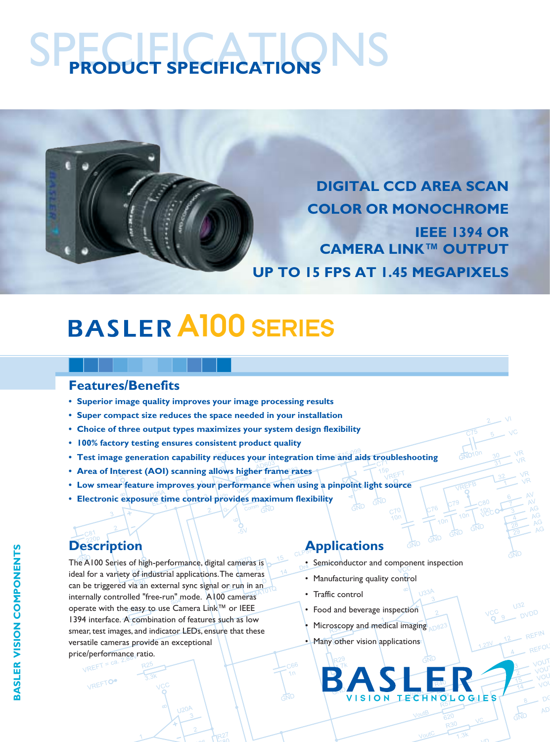# PRODUCT SPECIFICATIONS

**DIGITAL CCD AREA SCAN**

**COLOR OR MONOCHROME**

**IEEE 1394 OR CAMERA LINK™ OUTPUT**

**UP TO 15 FPS AT 1.45 MEGAPIXELS**

# BASLER A100 SERIES

## Features/Benefits

- **Superior image quality improves your image processing results**
- **Super compact size reduces the space needed in your installation**
- **Choice of three output types maximizes your system design flexibility**
- **100% factory testing ensures consistent product quality**
- **Test image generation capability reduces your integration time and aids troubleshooting**
- **Area of Interest (AOI) scanning allows higher frame rates**
- **Low smear feature improves your performance when using a pinpoint light source**
- **Electronic exposure time control provides maximum flexibility**

## Description

The A100 Series of high-performance, digital cameras is ideal for a variety of industrial applications. The cameras can be triggered via an external sync signal or run in an internally controlled "free-run" mode. A100 cameras operate with the easy to use Camera Link™ or IEEE 1394 interface. A combination of features such as low smear, test images, and indicator LEDs, ensure that these versatile cameras provide an exceptional price/performance ratio.

## Applications

- Semiconductor and component inspection
- Manufacturing quality control
- Traffic control
- Food and beverage inspection
- Microscopy and medical imaging
- Many other vision applications

BASLER VISION TECHNOLOGIES

BASLER VISION COMPONENTS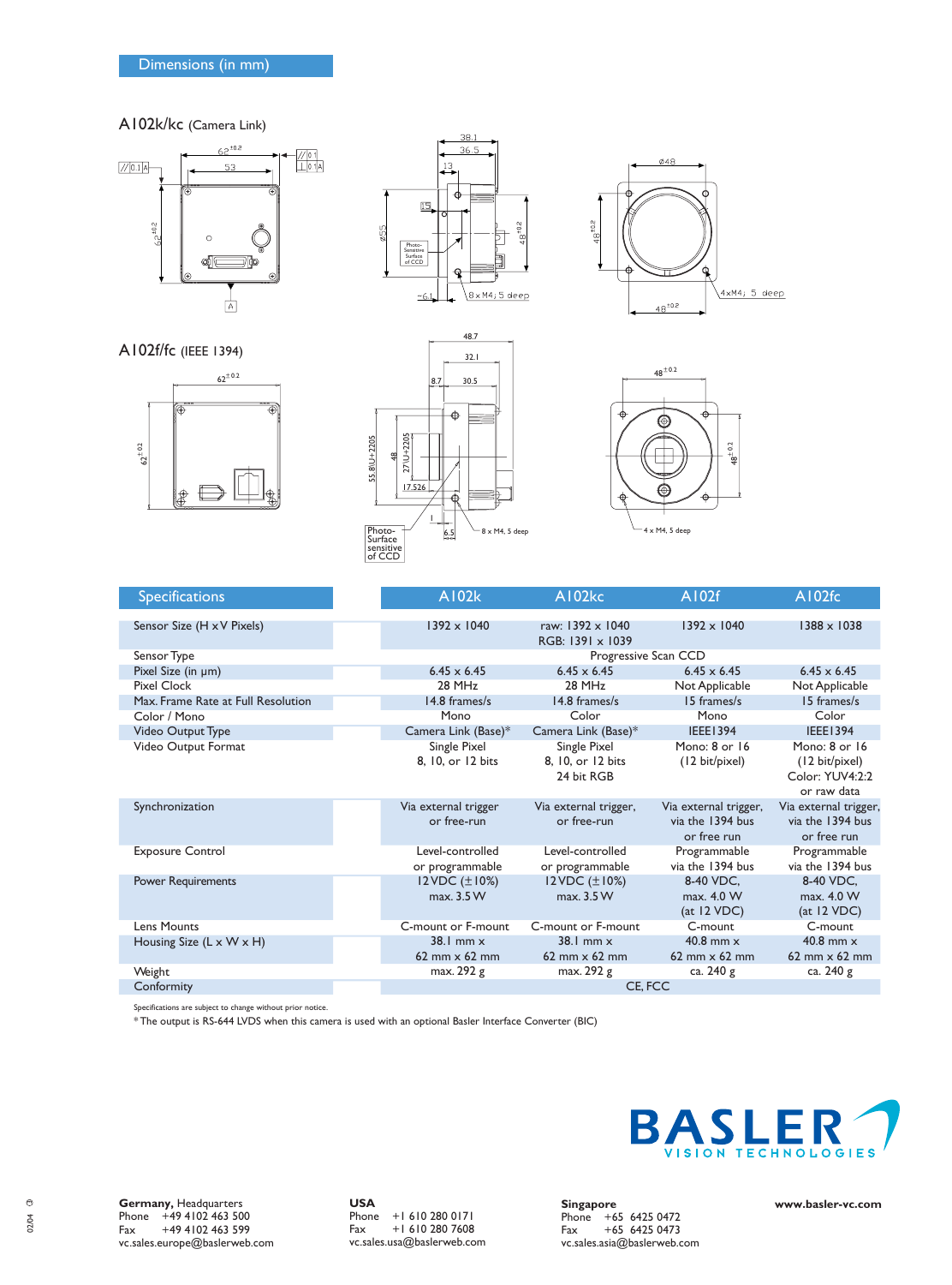## Dimensions (in mm)

### A102k/kc (Camera Link)

62 ±0.2
53
62 ±0.2
38.1
36.5
13
ø55
Photo-Sensitive Surface of CCD
48 ±0.2
~6.1
8 x M4; 5 deep
ø48
48 ±0.2
48 ±0.2
4xM4; 5 deep

### A102f/fc (IEEE 1394)

62 ±0.2
62 ±0.2
48.7
32.1
8.7
30.5
55.8(U+2205)
48
27(U+2205)
17.526
6.5
Photo-Surface sensitive of CCD
8 x M4, 5 deep
48 ±0.2
48 ±0.2
4 x M4, 5 deep

## Specifications

| Specifications | A102k | A102kc | A102f | A102fc |
|---|---|---|---|---|
| Sensor Size (H x V Pixels) | 1392 x 1040 | raw: 1392 x 1040<br>RGB: 1391 x 1039 | 1392 x 1040 | 1388 x 1038 |
| Sensor Type | Progressive Scan CCD | | | |
| Pixel Size (in µm) | 6.45 x 6.45 | 6.45 x 6.45 | 6.45 x 6.45 | 6.45 x 6.45 |
| Pixel Clock | 28 MHz | 28 MHz | Not Applicable | Not Applicable |
| Max. Frame Rate at Full Resolution | 14.8 frames/s | 14.8 frames/s | 15 frames/s | 15 frames/s |
| Color / Mono | Mono | Color | Mono | Color |
| Video Output Type | Camera Link (Base)* | Camera Link (Base)* | IEEE1394 | IEEE1394 |
| Video Output Format | Single Pixel<br>8, 10, or 12 bits | Single Pixel<br>8, 10, or 12 bits<br>24 bit RGB | Mono: 8 or 16<br>(12 bit/pixel) | Mono: 8 or 16<br>(12 bit/pixel)<br>Color: YUV4:2:2<br>or raw data |
| Synchronization | Via external trigger<br>or free-run | Via external trigger,<br>or free-run | Via external trigger,<br>via the 1394 bus<br>or free run | Via external trigger,<br>via the 1394 bus<br>or free run |
| Exposure Control | Level-controlled<br>or programmable | Level-controlled<br>or programmable | Programmable<br>via the 1394 bus | Programmable<br>via the 1394 bus |
| Power Requirements | 12 VDC (±10%)<br>max. 3.5 W | 12 VDC (±10%)<br>max. 3.5 W | 8-40 VDC,<br>max. 4.0 W<br>(at 12 VDC) | 8-40 VDC,<br>max. 4.0 W<br>(at 12 VDC) |
| Lens Mounts | C-mount or F-mount | C-mount or F-mount | C-mount | C-mount |
| Housing Size (L x W x H) | 38.1 mm x<br>62 mm x 62 mm | 38.1 mm x<br>62 mm x 62 mm | 40.8 mm x<br>62 mm x 62 mm | 40.8 mm x<br>62 mm x 62 mm |
| Weight | max. 292 g | max. 292 g | ca. 240 g | ca. 240 g |
| Conformity | CE, FCC | | | |

Specifications are subject to change without prior notice.

*The output is RS-644 LVDS when this camera is used with an optional Basler Interface Converter (BIC)

BASLER VISION TECHNOLOGIES

**Germany,** Headquarters
Phone +49 4102 463 500
Fax +49 4102 463 599
vc.sales.europe@baslerweb.com

**USA**
Phone +1 610 280 0171
Fax +1 610 280 7608
vc.sales.usa@baslerweb.com

**Singapore**
Phone +65 6425 0472
Fax +65 6425 0473
vc.sales.asia@baslerweb.com

**www.basler-vc.com**

02/04